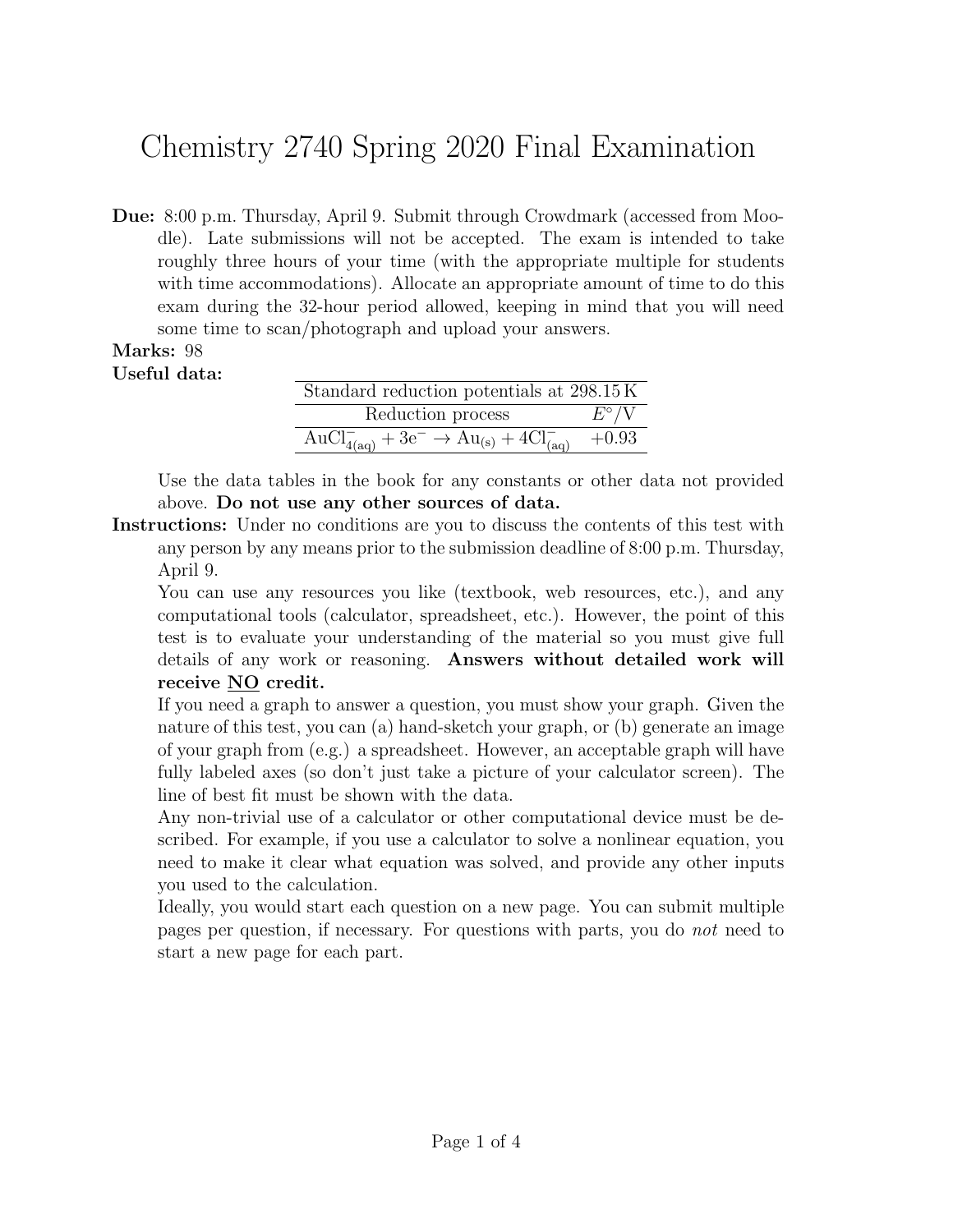# Chemistry 2740 Spring 2020 Final Examination

**Due:** 8:00 p.m. Thursday, April 9. Submit through Crowdmark (accessed from Moodle). Late submissions will not be accepted. The exam is intended to take roughly three hours of your time (with the appropriate multiple for students with time accommodations). Allocate an appropriate amount of time to do this exam during the 32-hour period allowed, keeping in mind that you will need some time to scan/photograph and upload your answers.

**Marks:** 98

**Useful data:**

| Standard reduction potentials at 298.15 K | |
|---|---|
| Reduction process | $E^\circ$/V |
| $AuCl^-_{4(aq)} + 3e^- \rightarrow Au_{(s)} + 4Cl^-_{(aq)}$ | +0.93 |

Use the data tables in the book for any constants or other data not provided above. **Do not use any other sources of data.**

**Instructions:** Under no conditions are you to discuss the contents of this test with any person by any means prior to the submission deadline of 8:00 p.m. Thursday, April 9.

You can use any resources you like (textbook, web resources, etc.), and any computational tools (calculator, spreadsheet, etc.). However, the point of this test is to evaluate your understanding of the material so you must give full details of any work or reasoning. **Answers without detailed work will receive NO credit.**

If you need a graph to answer a question, you must show your graph. Given the nature of this test, you can (a) hand-sketch your graph, or (b) generate an image of your graph from (e.g.) a spreadsheet. However, an acceptable graph will have fully labeled axes (so don't just take a picture of your calculator screen). The line of best fit must be shown with the data.

Any non-trivial use of a calculator or other computational device must be described. For example, if you use a calculator to solve a nonlinear equation, you need to make it clear what equation was solved, and provide any other inputs you used to the calculation.

Ideally, you would start each question on a new page. You can submit multiple pages per question, if necessary. For questions with parts, you do *not* need to start a new page for each part.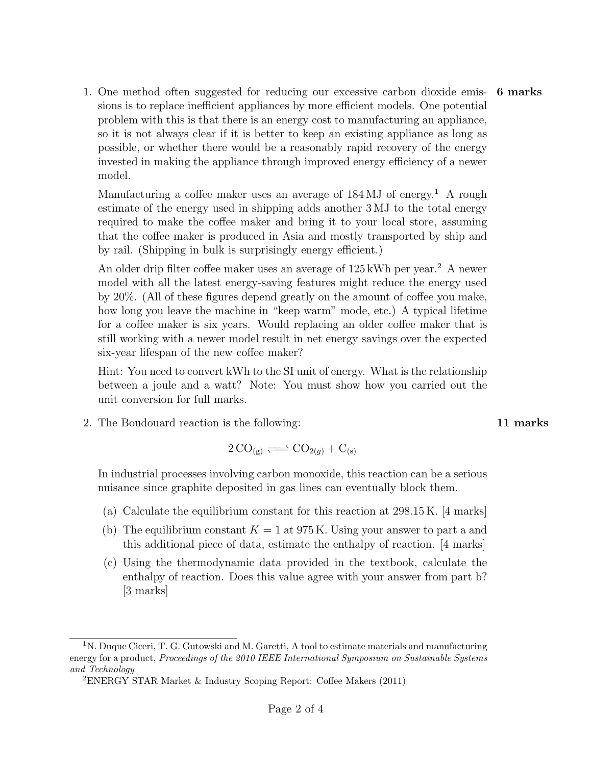1. One method often suggested for reducing our excessive carbon dioxide emissions is to replace inefficient appliances by more efficient models. One potential problem with this is that there is an energy cost to manufacturing an appliance, so it is not always clear if it is better to keep an existing appliance as long as possible, or whether there would be a reasonably rapid recovery of the energy invested in making the appliance through improved energy efficiency of a newer model. **6 marks**

   Manufacturing a coffee maker uses an average of 184 MJ of energy.[1] A rough estimate of the energy used in shipping adds another 3 MJ to the total energy required to make the coffee maker and bring it to your local store, assuming that the coffee maker is produced in Asia and mostly transported by ship and by rail. (Shipping in bulk is surprisingly energy efficient.)

   An older drip filter coffee maker uses an average of 125 kWh per year.[2] A newer model with all the latest energy-saving features might reduce the energy used by 20%. (All of these figures depend greatly on the amount of coffee you make, how long you leave the machine in "keep warm" mode, etc.) A typical lifetime for a coffee maker is six years. Would replacing an older coffee maker that is still working with a newer model result in net energy savings over the expected six-year lifespan of the new coffee maker?

   Hint: You need to convert kWh to the SI unit of energy. What is the relationship between a joule and a watt? Note: You must show how you carried out the unit conversion for full marks.

2. The Boudouard reaction is the following: **11 marks**

$$2\,CO_{(g)} \rightleftharpoons CO_{2(g)} + C_{(s)}$$

   In industrial processes involving carbon monoxide, this reaction can be a serious nuisance since graphite deposited in gas lines can eventually block them.

   (a) Calculate the equilibrium constant for this reaction at 298.15 K. [4 marks]

   (b) The equilibrium constant $K = 1$ at 975 K. Using your answer to part a and this additional piece of data, estimate the enthalpy of reaction. [4 marks]

   (c) Using the thermodynamic data provided in the textbook, calculate the enthalpy of reaction. Does this value agree with your answer from part b? [3 marks]

---

[1] N. Duque Ciceri, T. G. Gutowski and M. Garetti, A tool to estimate materials and manufacturing energy for a product, *Proceedings of the 2010 IEEE International Symposium on Sustainable Systems and Technology*

[2] ENERGY STAR Market & Industry Scoping Report: Coffee Makers (2011)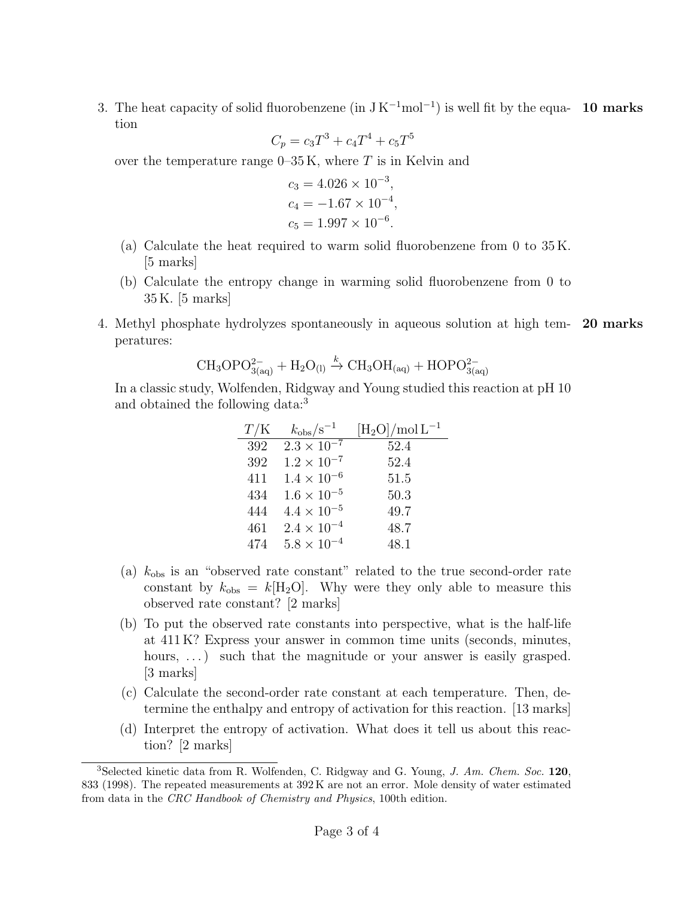3. The heat capacity of solid fluorobenzene (in $\mathrm{J\,K^{-1}mol^{-1}}$) is well fit by the equation **10 marks**

$$C_p = c_3T^3 + c_4T^4 + c_5T^5$$

over the temperature range 0–35 K, where $T$ is in Kelvin and

$$c_3 = 4.026 \times 10^{-3},$$
$$c_4 = -1.67 \times 10^{-4},$$
$$c_5 = 1.997 \times 10^{-6}.$$

   (a) Calculate the heat required to warm solid fluorobenzene from 0 to 35 K. [5 marks]

   (b) Calculate the entropy change in warming solid fluorobenzene from 0 to 35 K. [5 marks]

4. Methyl phosphate hydrolyzes spontaneously in aqueous solution at high temperatures: **20 marks**

$$\mathrm{CH_3OPO_{3(aq)}^{2-} + H_2O_{(l)} \xrightarrow{k} CH_3OH_{(aq)} + HOPO_{3(aq)}^{2-}}$$

In a classic study, Wolfenden, Ridgway and Young studied this reaction at pH 10 and obtained the following data:[3]

| $T$/K | $k_{\mathrm{obs}}/\mathrm{s^{-1}}$ | $[\mathrm{H_2O}]/\mathrm{mol\,L^{-1}}$ |
|---|---|---|
| 392 | $2.3 \times 10^{-7}$ | 52.4 |
| 392 | $1.2 \times 10^{-7}$ | 52.4 |
| 411 | $1.4 \times 10^{-6}$ | 51.5 |
| 434 | $1.6 \times 10^{-5}$ | 50.3 |
| 444 | $4.4 \times 10^{-5}$ | 49.7 |
| 461 | $2.4 \times 10^{-4}$ | 48.7 |
| 474 | $5.8 \times 10^{-4}$ | 48.1 |

   (a) $k_{\mathrm{obs}}$ is an "observed rate constant" related to the true second-order rate constant by $k_{\mathrm{obs}} = k[\mathrm{H_2O}]$. Why were they only able to measure this observed rate constant? [2 marks]

   (b) To put the observed rate constants into perspective, what is the half-life at 411 K? Express your answer in common time units (seconds, minutes, hours, ...) such that the magnitude or your answer is easily grasped. [3 marks]

   (c) Calculate the second-order rate constant at each temperature. Then, determine the enthalpy and entropy of activation for this reaction. [13 marks]

   (d) Interpret the entropy of activation. What does it tell us about this reaction? [2 marks]

[3] Selected kinetic data from R. Wolfenden, C. Ridgway and G. Young, *J. Am. Chem. Soc.* **120**, 833 (1998). The repeated measurements at 392 K are not an error. Mole density of water estimated from data in the *CRC Handbook of Chemistry and Physics*, 100th edition.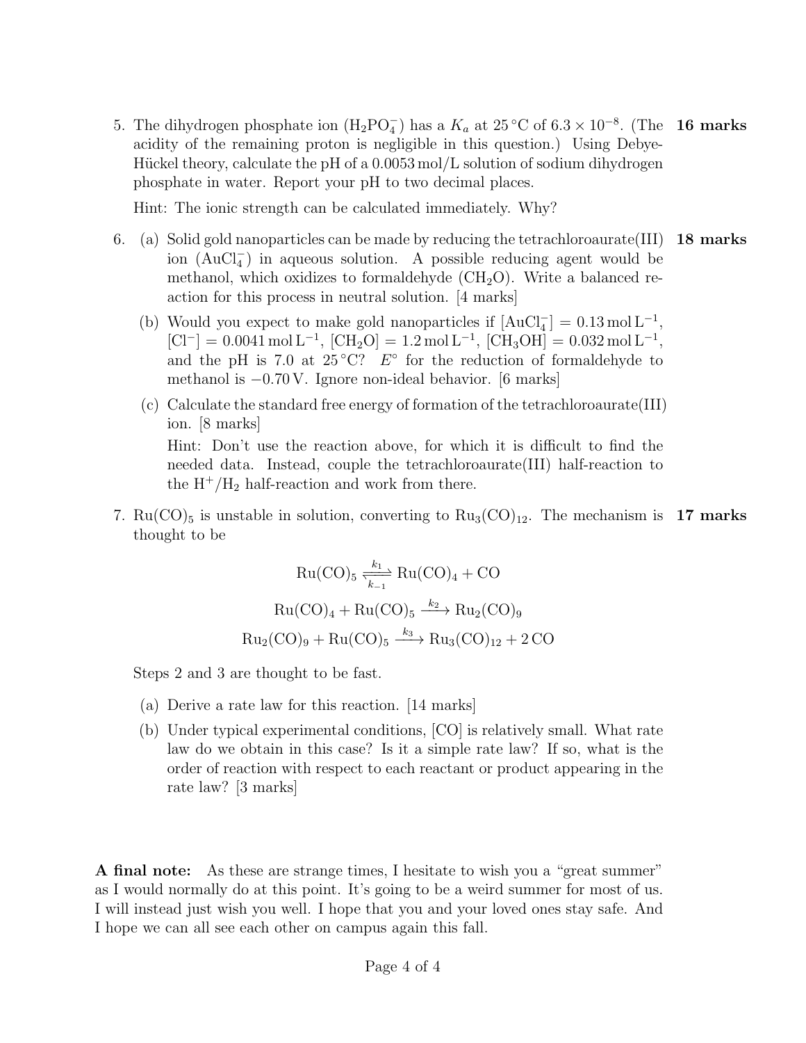5. The dihydrogen phosphate ion ($H_2PO_4^-$) has a $K_a$ at 25 °C of $6.3 \times 10^{-8}$. (The acidity of the remaining proton is negligible in this question.) Using Debye-Hückel theory, calculate the pH of a 0.0053 mol/L solution of sodium dihydrogen phosphate in water. Report your pH to two decimal places. **16 marks**

   Hint: The ionic strength can be calculated immediately. Why?

6. (a) Solid gold nanoparticles can be made by reducing the tetrachloroaurate(III) ion ($AuCl_4^-$) in aqueous solution. A possible reducing agent would be methanol, which oxidizes to formaldehyde ($CH_2O$). Write a balanced reaction for this process in neutral solution. [4 marks] **18 marks**

   (b) Would you expect to make gold nanoparticles if $[AuCl_4^-] = 0.13\,\text{mol}\,\text{L}^{-1}$, $[Cl^-] = 0.0041\,\text{mol}\,\text{L}^{-1}$, $[CH_2O] = 1.2\,\text{mol}\,\text{L}^{-1}$, $[CH_3OH] = 0.032\,\text{mol}\,\text{L}^{-1}$, and the pH is 7.0 at 25 °C? $E^\circ$ for the reduction of formaldehyde to methanol is $-0.70\,\text{V}$. Ignore non-ideal behavior. [6 marks]

   (c) Calculate the standard free energy of formation of the tetrachloroaurate(III) ion. [8 marks]

   Hint: Don't use the reaction above, for which it is difficult to find the needed data. Instead, couple the tetrachloroaurate(III) half-reaction to the $H^+/H_2$ half-reaction and work from there.

7. $Ru(CO)_5$ is unstable in solution, converting to $Ru_3(CO)_{12}$. The mechanism is thought to be **17 marks**

$$Ru(CO)_5 \underset{k_{-1}}{\overset{k_1}{\rightleftharpoons}} Ru(CO)_4 + CO$$

$$Ru(CO)_4 + Ru(CO)_5 \xrightarrow{k_2} Ru_2(CO)_9$$

$$Ru_2(CO)_9 + Ru(CO)_5 \xrightarrow{k_3} Ru_3(CO)_{12} + 2\,CO$$

   Steps 2 and 3 are thought to be fast.

   (a) Derive a rate law for this reaction. [14 marks]

   (b) Under typical experimental conditions, [CO] is relatively small. What rate law do we obtain in this case? Is it a simple rate law? If so, what is the order of reaction with respect to each reactant or product appearing in the rate law? [3 marks]

**A final note:** As these are strange times, I hesitate to wish you a "great summer" as I would normally do at this point. It's going to be a weird summer for most of us. I will instead just wish you well. I hope that you and your loved ones stay safe. And I hope we can all see each other on campus again this fall.